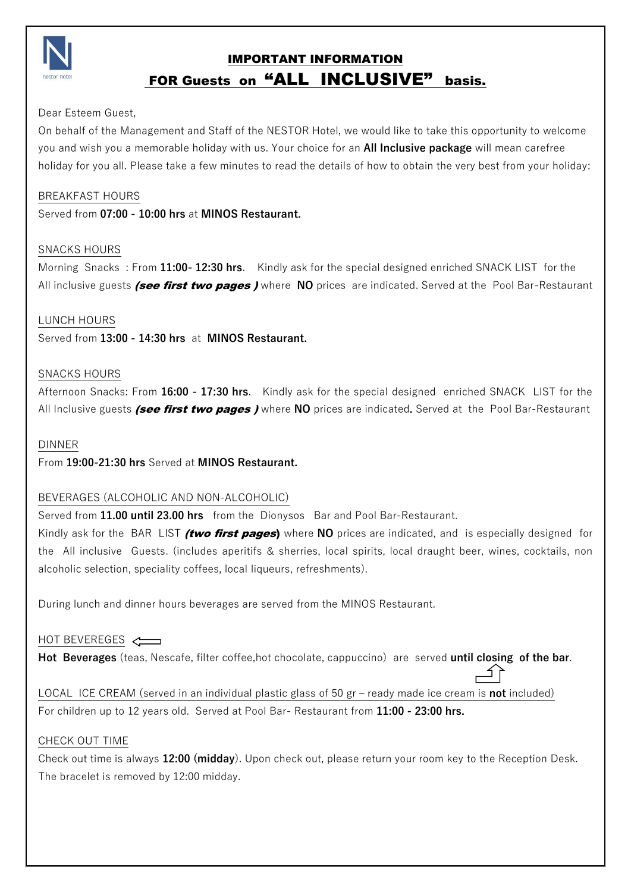# IMPORTANT INFORMATION

## FOR Guests on "ALL INCLUSIVE" basis.

Dear Esteem Guest,

On behalf of the Management and Staff of the NESTOR Hotel, we would like to take this opportunity to welcome you and wish you a memorable holiday with us. Your choice for an **All Inclusive package** will mean carefree holiday for you all. Please take a few minutes to read the details of how to obtain the very best from your holiday:

BREAKFAST HOURS

Served from **07:00 - 10:00 hrs** at **MINOS Restaurant.**

SNACKS HOURS

Morning Snacks : From **11:00- 12:30 hrs**. Kindly ask for the special designed enriched SNACK LIST for the All inclusive guests ***(see first two pages )*** where **NO** prices are indicated. Served at the Pool Bar-Restaurant

LUNCH HOURS

Served from **13:00 - 14:30 hrs** at **MINOS Restaurant.**

SNACKS HOURS

Afternoon Snacks: From **16:00 - 17:30 hrs**. Kindly ask for the special designed enriched SNACK LIST for the All Inclusive guests ***(see first two pages )*** where **NO** prices are indicated**.** Served at the Pool Bar-Restaurant

DINNER

From **19:00-21:30 hrs** Served at **MINOS Restaurant.**

BEVERAGES (ALCOHOLIC AND NON-ALCOHOLIC)

Served from **11.00 until 23.00 hrs** from the Dionysos Bar and Pool Bar-Restaurant.

Kindly ask for the BAR LIST ***(two first pages*)** where **NO** prices are indicated, and is especially designed for the All inclusive Guests. (includes aperitifs & sherries, local spirits, local draught beer, wines, cocktails, non alcoholic selection, speciality coffees, local liqueurs, refreshments).

During lunch and dinner hours beverages are served from the MINOS Restaurant.

HOT BEVEREGES

**Hot Beverages** (teas, Nescafe, filter coffee,hot chocolate, cappuccino) are served **until closing of the bar**.

LOCAL ICE CREAM (served in an individual plastic glass of 50 gr – ready made ice cream is **not** included)

For children up to 12 years old. Served at Pool Bar- Restaurant from **11:00 - 23:00 hrs.**

CHECK OUT TIME

Check out time is always **12:00 (midday**). Upon check out, please return your room key to the Reception Desk. The bracelet is removed by 12:00 midday.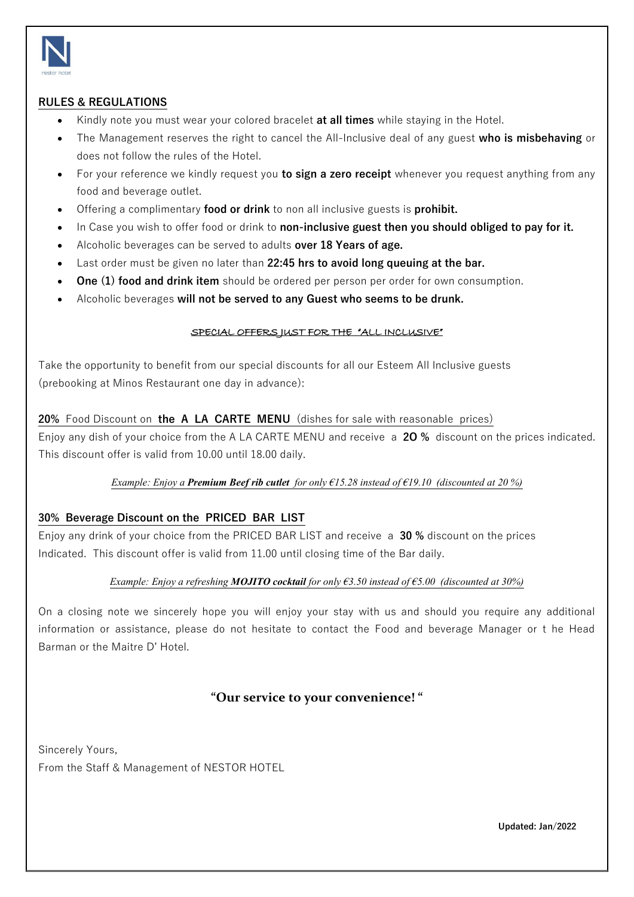## RULES & REGULATIONS

- Kindly note you must wear your colored bracelet **at all times** while staying in the Hotel.
- The Management reserves the right to cancel the All-Inclusive deal of any guest **who is misbehaving** or does not follow the rules of the Hotel.
- For your reference we kindly request you **to sign a zero receipt** whenever you request anything from any food and beverage outlet.
- Offering a complimentary **food or drink** to non all inclusive guests is **prohibit.**
- In Case you wish to offer food or drink to **non-inclusive guest then you should obliged to pay for it.**
- Alcoholic beverages can be served to adults **over 18 Years of age.**
- Last order must be given no later than **22:45 hrs to avoid long queuing at the bar.**
- **One (1) food and drink item** should be ordered per person per order for own consumption.
- Alcoholic beverages **will not be served to any Guest who seems to be drunk.**

### SPECIAL OFFERS JUST FOR THE "ALL INCLUSIVE"

Take the opportunity to benefit from our special discounts for all our Esteem All Inclusive guests (prebooking at Minos Restaurant one day in advance):

**20%** Food Discount on **the A LA CARTE MENU** (dishes for sale with reasonable prices)

Enjoy any dish of your choice from the A LA CARTE MENU and receive a **2O %** discount on the prices indicated. This discount offer is valid from 10.00 until 18.00 daily.

*Example: Enjoy a **Premium Beef rib cutlet** for only €15.28 instead of €19.10 (discounted at 20 %)*

**30% Beverage Discount on the PRICED BAR LIST**

Enjoy any drink of your choice from the PRICED BAR LIST and receive a **30 %** discount on the prices Indicated. This discount offer is valid from 11.00 until closing time of the Bar daily.

*Example: Enjoy a refreshing **MOJITO cocktail** for only €3.50 instead of €5.00 (discounted at 30%)*

On a closing note we sincerely hope you will enjoy your stay with us and should you require any additional information or assistance, please do not hesitate to contact the Food and beverage Manager or t he Head Barman or the Maitre D' Hotel.

**"Our service to your convenience! "**

Sincerely Yours,
From the Staff & Management of NESTOR HOTEL

**Updated: Jan/2022**